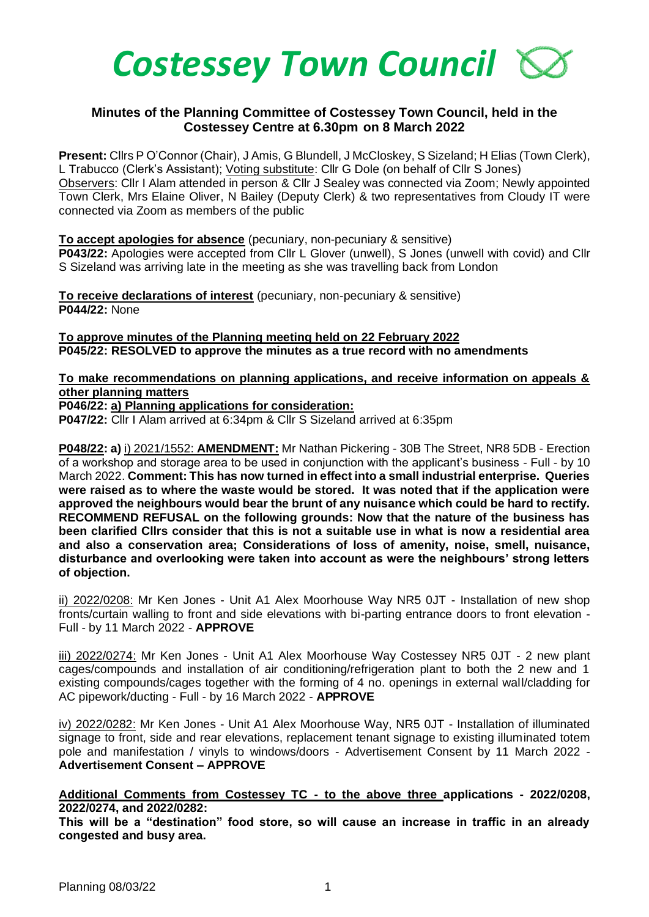# *Costessey Town Council*

## Minutes of the Planning Committee of Costessey Town Council, held in the Costessey Centre at 6.30pm on 8 March 2022

**Present:** Cllrs P O'Connor (Chair), J Amis, G Blundell, J McCloskey, S Sizeland; H Elias (Town Clerk), L Trabucco (Clerk's Assistant); Voting substitute: Cllr G Dole (on behalf of Cllr S Jones)
Observers: Cllr I Alam attended in person & Cllr J Sealey was connected via Zoom; Newly appointed Town Clerk, Mrs Elaine Oliver, N Bailey (Deputy Clerk) & two representatives from Cloudy IT were connected via Zoom as members of the public

**To accept apologies for absence** (pecuniary, non-pecuniary & sensitive)
**P043/22:** Apologies were accepted from Cllr L Glover (unwell), S Jones (unwell with covid) and Cllr S Sizeland was arriving late in the meeting as she was travelling back from London

**To receive declarations of interest** (pecuniary, non-pecuniary & sensitive)
**P044/22:** None

**To approve minutes of the Planning meeting held on 22 February 2022**
**P045/22: RESOLVED to approve the minutes as a true record with no amendments**

**To make recommendations on planning applications, and receive information on appeals & other planning matters**
**P046/22: a) Planning applications for consideration:**
**P047/22:** Cllr I Alam arrived at 6:34pm & Cllr S Sizeland arrived at 6:35pm

**P048/22: a)** i) 2021/1552: **AMENDMENT:** Mr Nathan Pickering - 30B The Street, NR8 5DB - Erection of a workshop and storage area to be used in conjunction with the applicant's business - Full - by 10 March 2022. **Comment: This has now turned in effect into a small industrial enterprise. Queries were raised as to where the waste would be stored. It was noted that if the application were approved the neighbours would bear the brunt of any nuisance which could be hard to rectify. RECOMMEND REFUSAL on the following grounds: Now that the nature of the business has been clarified Cllrs consider that this is not a suitable use in what is now a residential area and also a conservation area; Considerations of loss of amenity, noise, smell, nuisance, disturbance and overlooking were taken into account as were the neighbours' strong letters of objection.**

ii) 2022/0208: Mr Ken Jones - Unit A1 Alex Moorhouse Way NR5 0JT - Installation of new shop fronts/curtain walling to front and side elevations with bi-parting entrance doors to front elevation - Full - by 11 March 2022 - **APPROVE**

iii) 2022/0274: Mr Ken Jones - Unit A1 Alex Moorhouse Way Costessey NR5 0JT - 2 new plant cages/compounds and installation of air conditioning/refrigeration plant to both the 2 new and 1 existing compounds/cages together with the forming of 4 no. openings in external wall/cladding for AC pipework/ducting - Full - by 16 March 2022 - **APPROVE**

iv) 2022/0282: Mr Ken Jones - Unit A1 Alex Moorhouse Way, NR5 0JT - Installation of illuminated signage to front, side and rear elevations, replacement tenant signage to existing illuminated totem pole and manifestation / vinyls to windows/doors - Advertisement Consent by 11 March 2022 - **Advertisement Consent – APPROVE**

**Additional Comments from Costessey TC - to the above three applications - 2022/0208, 2022/0274, and 2022/0282:**
**This will be a "destination" food store, so will cause an increase in traffic in an already congested and busy area.**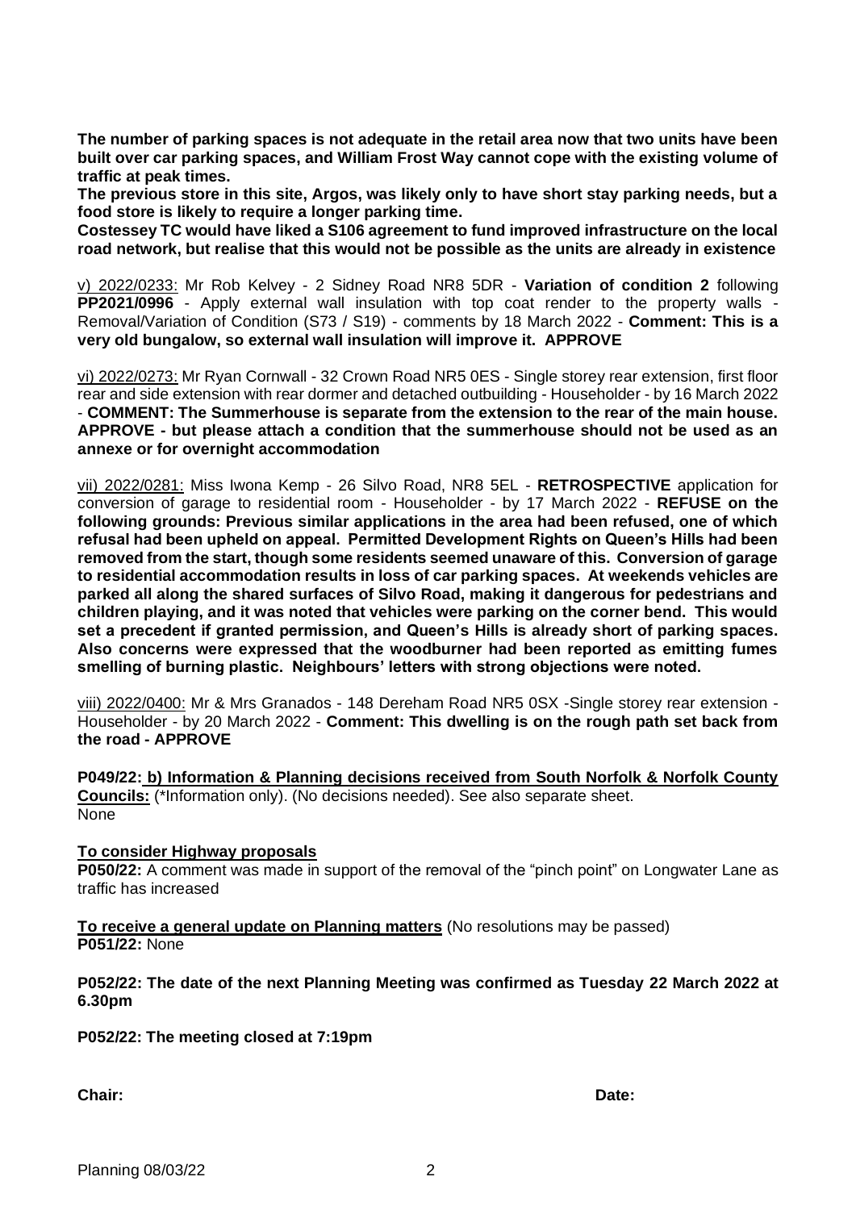**The number of parking spaces is not adequate in the retail area now that two units have been built over car parking spaces, and William Frost Way cannot cope with the existing volume of traffic at peak times.**

**The previous store in this site, Argos, was likely only to have short stay parking needs, but a food store is likely to require a longer parking time.**

**Costessey TC would have liked a S106 agreement to fund improved infrastructure on the local road network, but realise that this would not be possible as the units are already in existence**

v) 2022/0233: Mr Rob Kelvey - 2 Sidney Road NR8 5DR - **Variation of condition 2** following **PP2021/0996** - Apply external wall insulation with top coat render to the property walls - Removal/Variation of Condition (S73 / S19) - comments by 18 March 2022 - **Comment: This is a very old bungalow, so external wall insulation will improve it. APPROVE**

vi) 2022/0273: Mr Ryan Cornwall - 32 Crown Road NR5 0ES - Single storey rear extension, first floor rear and side extension with rear dormer and detached outbuilding - Householder - by 16 March 2022 - **COMMENT: The Summerhouse is separate from the extension to the rear of the main house. APPROVE - but please attach a condition that the summerhouse should not be used as an annexe or for overnight accommodation**

vii) 2022/0281: Miss Iwona Kemp - 26 Silvo Road, NR8 5EL - **RETROSPECTIVE** application for conversion of garage to residential room - Householder - by 17 March 2022 - **REFUSE on the following grounds: Previous similar applications in the area had been refused, one of which refusal had been upheld on appeal. Permitted Development Rights on Queen's Hills had been removed from the start, though some residents seemed unaware of this. Conversion of garage to residential accommodation results in loss of car parking spaces. At weekends vehicles are parked all along the shared surfaces of Silvo Road, making it dangerous for pedestrians and children playing, and it was noted that vehicles were parking on the corner bend. This would set a precedent if granted permission, and Queen's Hills is already short of parking spaces. Also concerns were expressed that the woodburner had been reported as emitting fumes smelling of burning plastic. Neighbours' letters with strong objections were noted.**

viii) 2022/0400: Mr & Mrs Granados - 148 Dereham Road NR5 0SX -Single storey rear extension - Householder - by 20 March 2022 - **Comment: This dwelling is on the rough path set back from the road - APPROVE**

**P049/22: b) Information & Planning decisions received from South Norfolk & Norfolk County Councils:** (*Information only). (No decisions needed). See also separate sheet.
None

**To consider Highway proposals**

**P050/22:** A comment was made in support of the removal of the "pinch point" on Longwater Lane as traffic has increased

**To receive a general update on Planning matters** (No resolutions may be passed)
**P051/22:** None

**P052/22: The date of the next Planning Meeting was confirmed as Tuesday 22 March 2022 at 6.30pm**

**P052/22: The meeting closed at 7:19pm**

**Chair:** **Date:**